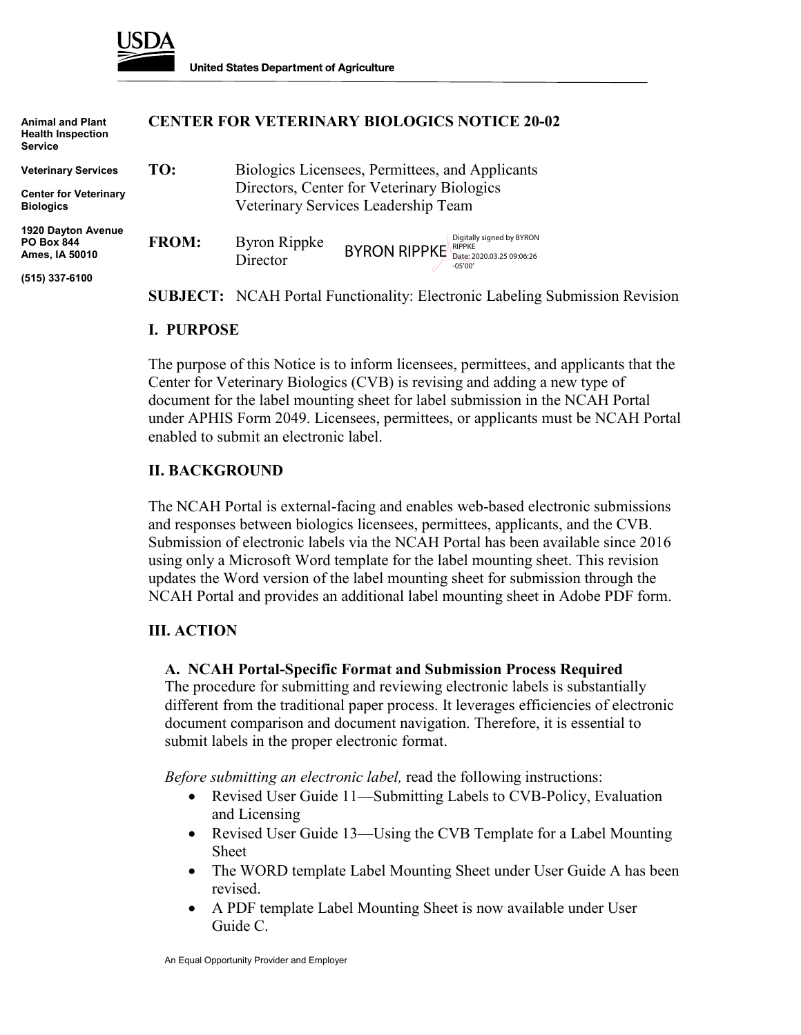USDA

United States Department of Agriculture

Animal and Plant Health Inspection Service

Veterinary Services

Center for Veterinary Biologics

1920 Dayton Avenue
PO Box 844
Ames, IA 50010

(515) 337-6100

# CENTER FOR VETERINARY BIOLOGICS NOTICE 20-02

**TO:** Biologics Licensees, Permittees, and Applicants
Directors, Center for Veterinary Biologics
Veterinary Services Leadership Team

**FROM:** Byron Rippke
Director

BYRON RIPPKE Digitally signed by BYRON RIPPKE Date: 2020.03.25 09:06:26 -05'00'

**SUBJECT:** NCAH Portal Functionality: Electronic Labeling Submission Revision

## I. PURPOSE

The purpose of this Notice is to inform licensees, permittees, and applicants that the Center for Veterinary Biologics (CVB) is revising and adding a new type of document for the label mounting sheet for label submission in the NCAH Portal under APHIS Form 2049. Licensees, permittees, or applicants must be NCAH Portal enabled to submit an electronic label.

## II. BACKGROUND

The NCAH Portal is external-facing and enables web-based electronic submissions and responses between biologics licensees, permittees, applicants, and the CVB. Submission of electronic labels via the NCAH Portal has been available since 2016 using only a Microsoft Word template for the label mounting sheet. This revision updates the Word version of the label mounting sheet for submission through the NCAH Portal and provides an additional label mounting sheet in Adobe PDF form.

## III. ACTION

### A. NCAH Portal-Specific Format and Submission Process Required

The procedure for submitting and reviewing electronic labels is substantially different from the traditional paper process. It leverages efficiencies of electronic document comparison and document navigation. Therefore, it is essential to submit labels in the proper electronic format.

*Before submitting an electronic label,* read the following instructions:

- Revised User Guide 11—Submitting Labels to CVB-Policy, Evaluation and Licensing
- Revised User Guide 13—Using the CVB Template for a Label Mounting Sheet
- The WORD template Label Mounting Sheet under User Guide A has been revised.
- A PDF template Label Mounting Sheet is now available under User Guide C.

An Equal Opportunity Provider and Employer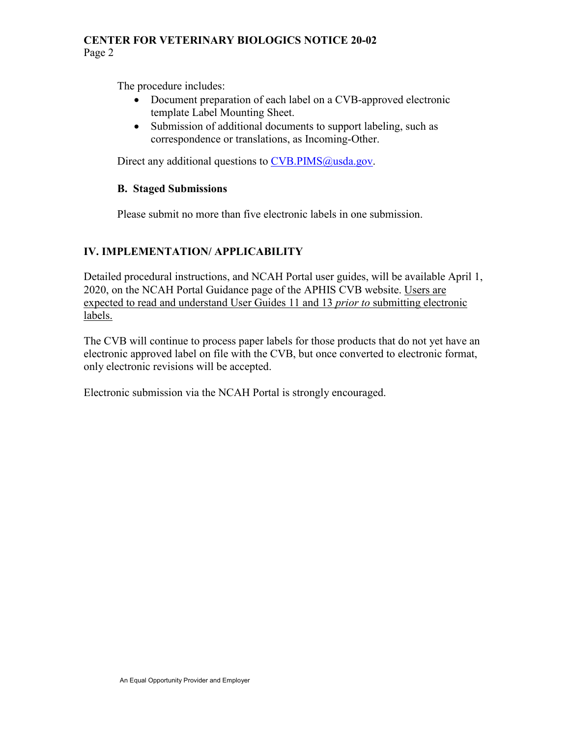The procedure includes:

- Document preparation of each label on a CVB-approved electronic template Label Mounting Sheet.
- Submission of additional documents to support labeling, such as correspondence or translations, as Incoming-Other.

Direct any additional questions to [CVB.PIMS@usda.gov](mailto:CVB.PIMS@usda.gov).

### B. Staged Submissions

Please submit no more than five electronic labels in one submission.

## IV. IMPLEMENTATION/ APPLICABILITY

Detailed procedural instructions, and NCAH Portal user guides, will be available April 1, 2020, on the NCAH Portal Guidance page of the APHIS CVB website. <u>Users are expected to read and understand User Guides 11 and 13 *prior to* submitting electronic labels.</u>

The CVB will continue to process paper labels for those products that do not yet have an electronic approved label on file with the CVB, but once converted to electronic format, only electronic revisions will be accepted.

Electronic submission via the NCAH Portal is strongly encouraged.